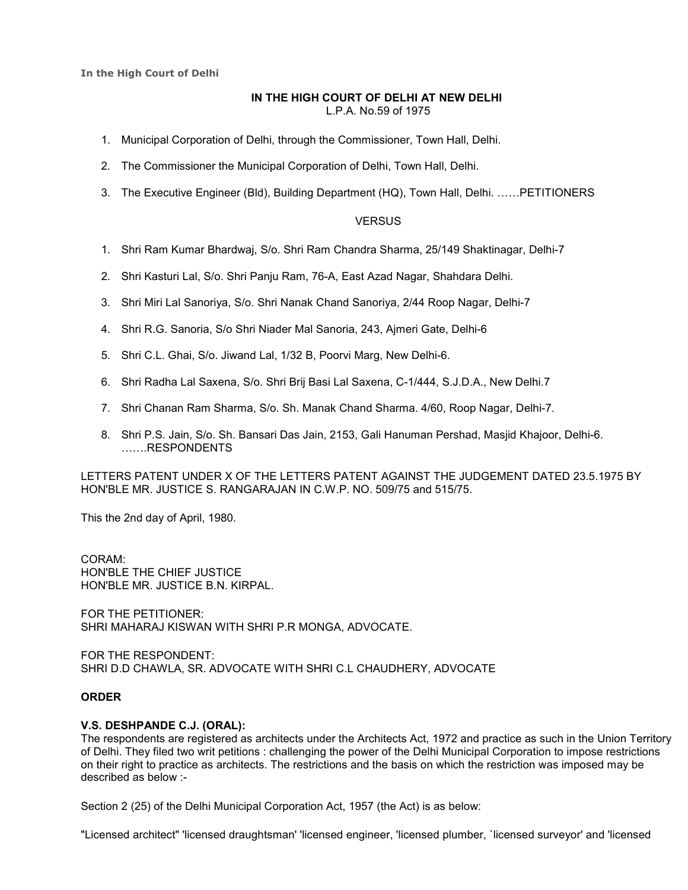**In the High Court of Delhi**

**IN THE HIGH COURT OF DELHI AT NEW DELHI**
L.P.A. No.59 of 1975

1. Municipal Corporation of Delhi, through the Commissioner, Town Hall, Delhi.
2. The Commissioner the Municipal Corporation of Delhi, Town Hall, Delhi.
3. The Executive Engineer (Bld), Building Department (HQ), Town Hall, Delhi. ……PETITIONERS

VERSUS

1. Shri Ram Kumar Bhardwaj, S/o. Shri Ram Chandra Sharma, 25/149 Shaktinagar, Delhi-7
2. Shri Kasturi Lal, S/o. Shri Panju Ram, 76-A, East Azad Nagar, Shahdara Delhi.
3. Shri Miri Lal Sanoriya, S/o. Shri Nanak Chand Sanoriya, 2/44 Roop Nagar, Delhi-7
4. Shri R.G. Sanoria, S/o Shri Niader Mal Sanoria, 243, Ajmeri Gate, Delhi-6
5. Shri C.L. Ghai, S/o. Jiwand Lal, 1/32 B, Poorvi Marg, New Delhi-6.
6. Shri Radha Lal Saxena, S/o. Shri Brij Basi Lal Saxena, C-1/444, S.J.D.A., New Delhi.7
7. Shri Chanan Ram Sharma, S/o. Sh. Manak Chand Sharma. 4/60, Roop Nagar, Delhi-7.
8. Shri P.S. Jain, S/o. Sh. Bansari Das Jain, 2153, Gali Hanuman Pershad, Masjid Khajoor, Delhi-6. …….RESPONDENTS

LETTERS PATENT UNDER X OF THE LETTERS PATENT AGAINST THE JUDGEMENT DATED 23.5.1975 BY HON'BLE MR. JUSTICE S. RANGARAJAN IN C.W.P. NO. 509/75 and 515/75.

This the 2nd day of April, 1980.

CORAM:
HON'BLE THE CHIEF JUSTICE
HON'BLE MR. JUSTICE B.N. KIRPAL.

FOR THE PETITIONER:
SHRI MAHARAJ KISWAN WITH SHRI P.R MONGA, ADVOCATE.

FOR THE RESPONDENT:
SHRI D.D CHAWLA, SR. ADVOCATE WITH SHRI C.L CHAUDHERY, ADVOCATE

**ORDER**

**V.S. DESHPANDE C.J. (ORAL):**
The respondents are registered as architects under the Architects Act, 1972 and practice as such in the Union Territory of Delhi. They filed two writ petitions : challenging the power of the Delhi Municipal Corporation to impose restrictions on their right to practice as architects. The restrictions and the basis on which the restriction was imposed may be described as below :-

Section 2 (25) of the Delhi Municipal Corporation Act, 1957 (the Act) is as below:

"Licensed architect" 'licensed draughtsman' 'licensed engineer, 'licensed plumber, `licensed surveyor' and 'licensed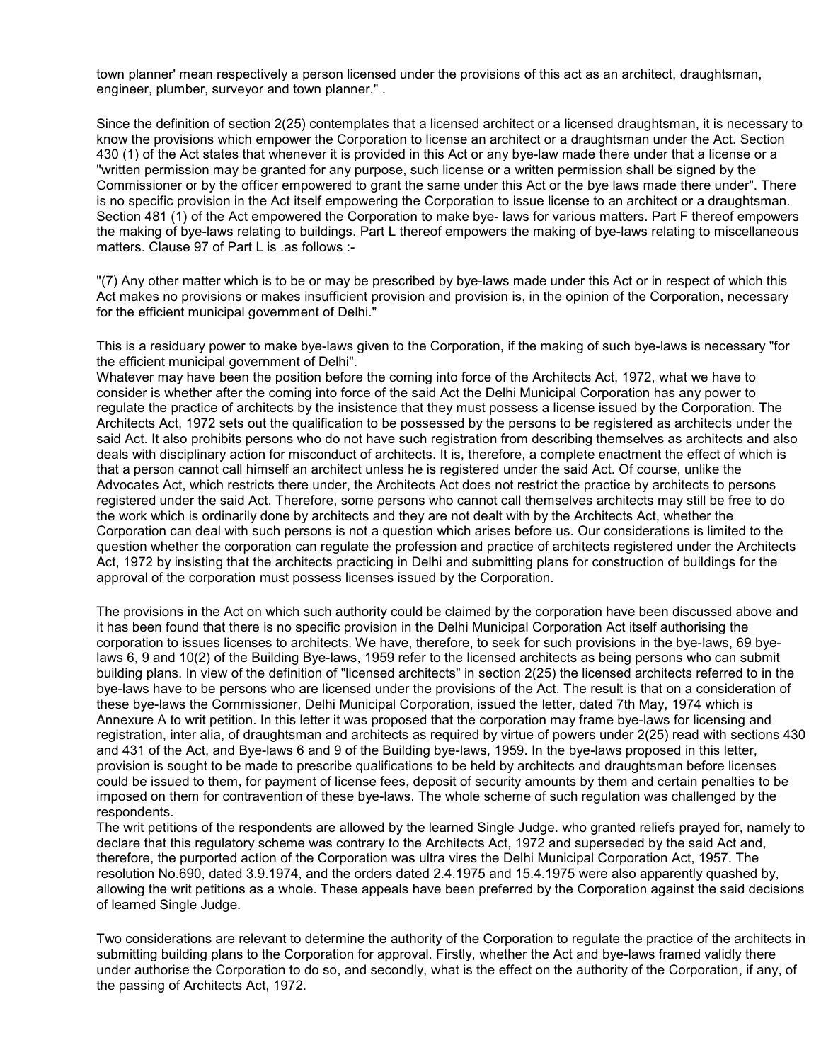town planner' mean respectively a person licensed under the provisions of this act as an architect, draughtsman, engineer, plumber, surveyor and town planner." .

Since the definition of section 2(25) contemplates that a licensed architect or a licensed draughtsman, it is necessary to know the provisions which empower the Corporation to license an architect or a draughtsman under the Act. Section 430 (1) of the Act states that whenever it is provided in this Act or any bye-law made there under that a license or a "written permission may be granted for any purpose, such license or a written permission shall be signed by the Commissioner or by the officer empowered to grant the same under this Act or the bye laws made there under". There is no specific provision in the Act itself empowering the Corporation to issue license to an architect or a draughtsman. Section 481 (1) of the Act empowered the Corporation to make bye- laws for various matters. Part F thereof empowers the making of bye-laws relating to buildings. Part L thereof empowers the making of bye-laws relating to miscellaneous matters. Clause 97 of Part L is .as follows :-

"(7) Any other matter which is to be or may be prescribed by bye-laws made under this Act or in respect of which this Act makes no provisions or makes insufficient provision and provision is, in the opinion of the Corporation, necessary for the efficient municipal government of Delhi."

This is a residuary power to make bye-laws given to the Corporation, if the making of such bye-laws is necessary "for the efficient municipal government of Delhi".
Whatever may have been the position before the coming into force of the Architects Act, 1972, what we have to consider is whether after the coming into force of the said Act the Delhi Municipal Corporation has any power to regulate the practice of architects by the insistence that they must possess a license issued by the Corporation. The Architects Act, 1972 sets out the qualification to be possessed by the persons to be registered as architects under the said Act. It also prohibits persons who do not have such registration from describing themselves as architects and also deals with disciplinary action for misconduct of architects. It is, therefore, a complete enactment the effect of which is that a person cannot call himself an architect unless he is registered under the said Act. Of course, unlike the Advocates Act, which restricts there under, the Architects Act does not restrict the practice by architects to persons registered under the said Act. Therefore, some persons who cannot call themselves architects may still be free to do the work which is ordinarily done by architects and they are not dealt with by the Architects Act, whether the Corporation can deal with such persons is not a question which arises before us. Our considerations is limited to the question whether the corporation can regulate the profession and practice of architects registered under the Architects Act, 1972 by insisting that the architects practicing in Delhi and submitting plans for construction of buildings for the approval of the corporation must possess licenses issued by the Corporation.

The provisions in the Act on which such authority could be claimed by the corporation have been discussed above and it has been found that there is no specific provision in the Delhi Municipal Corporation Act itself authorising the corporation to issues licenses to architects. We have, therefore, to seek for such provisions in the bye-laws, 69 bye-laws 6, 9 and 10(2) of the Building Bye-laws, 1959 refer to the licensed architects as being persons who can submit building plans. In view of the definition of "licensed architects" in section 2(25) the licensed architects referred to in the bye-laws have to be persons who are licensed under the provisions of the Act. The result is that on a consideration of these bye-laws the Commissioner, Delhi Municipal Corporation, issued the letter, dated 7th May, 1974 which is Annexure A to writ petition. In this letter it was proposed that the corporation may frame bye-laws for licensing and registration, inter alia, of draughtsman and architects as required by virtue of powers under 2(25) read with sections 430 and 431 of the Act, and Bye-laws 6 and 9 of the Building bye-laws, 1959. In the bye-laws proposed in this letter, provision is sought to be made to prescribe qualifications to be held by architects and draughtsman before licenses could be issued to them, for payment of license fees, deposit of security amounts by them and certain penalties to be imposed on them for contravention of these bye-laws. The whole scheme of such regulation was challenged by the respondents.
The writ petitions of the respondents are allowed by the learned Single Judge. who granted reliefs prayed for, namely to declare that this regulatory scheme was contrary to the Architects Act, 1972 and superseded by the said Act and, therefore, the purported action of the Corporation was ultra vires the Delhi Municipal Corporation Act, 1957. The resolution No.690, dated 3.9.1974, and the orders dated 2.4.1975 and 15.4.1975 were also apparently quashed by, allowing the writ petitions as a whole. These appeals have been preferred by the Corporation against the said decisions of learned Single Judge.

Two considerations are relevant to determine the authority of the Corporation to regulate the practice of the architects in submitting building plans to the Corporation for approval. Firstly, whether the Act and bye-laws framed validly there under authorise the Corporation to do so, and secondly, what is the effect on the authority of the Corporation, if any, of the passing of Architects Act, 1972.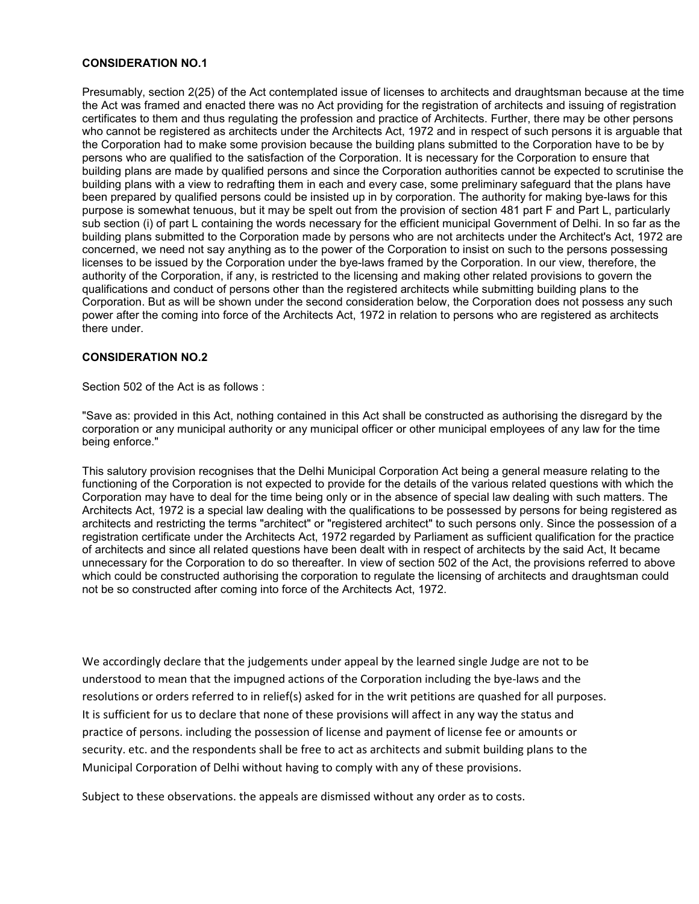**CONSIDERATION NO.1**

Presumably, section 2(25) of the Act contemplated issue of licenses to architects and draughtsman because at the time the Act was framed and enacted there was no Act providing for the registration of architects and issuing of registration certificates to them and thus regulating the profession and practice of Architects. Further, there may be other persons who cannot be registered as architects under the Architects Act, 1972 and in respect of such persons it is arguable that the Corporation had to make some provision because the building plans submitted to the Corporation have to be by persons who are qualified to the satisfaction of the Corporation. It is necessary for the Corporation to ensure that building plans are made by qualified persons and since the Corporation authorities cannot be expected to scrutinise the building plans with a view to redrafting them in each and every case, some preliminary safeguard that the plans have been prepared by qualified persons could be insisted up in by corporation. The authority for making bye-laws for this purpose is somewhat tenuous, but it may be spelt out from the provision of section 481 part F and Part L, particularly sub section (i) of part L containing the words necessary for the efficient municipal Government of Delhi. In so far as the building plans submitted to the Corporation made by persons who are not architects under the Architect's Act, 1972 are concerned, we need not say anything as to the power of the Corporation to insist on such to the persons possessing licenses to be issued by the Corporation under the bye-laws framed by the Corporation. In our view, therefore, the authority of the Corporation, if any, is restricted to the licensing and making other related provisions to govern the qualifications and conduct of persons other than the registered architects while submitting building plans to the Corporation. But as will be shown under the second consideration below, the Corporation does not possess any such power after the coming into force of the Architects Act, 1972 in relation to persons who are registered as architects there under.

**CONSIDERATION NO.2**

Section 502 of the Act is as follows :

"Save as: provided in this Act, nothing contained in this Act shall be constructed as authorising the disregard by the corporation or any municipal authority or any municipal officer or other municipal employees of any law for the time being enforce."

This salutory provision recognises that the Delhi Municipal Corporation Act being a general measure relating to the functioning of the Corporation is not expected to provide for the details of the various related questions with which the Corporation may have to deal for the time being only or in the absence of special law dealing with such matters. The Architects Act, 1972 is a special law dealing with the qualifications to be possessed by persons for being registered as architects and restricting the terms "architect" or "registered architect" to such persons only. Since the possession of a registration certificate under the Architects Act, 1972 regarded by Parliament as sufficient qualification for the practice of architects and since all related questions have been dealt with in respect of architects by the said Act, It became unnecessary for the Corporation to do so thereafter. In view of section 502 of the Act, the provisions referred to above which could be constructed authorising the corporation to regulate the licensing of architects and draughtsman could not be so constructed after coming into force of the Architects Act, 1972.

We accordingly declare that the judgements under appeal by the learned single Judge are not to be understood to mean that the impugned actions of the Corporation including the bye-laws and the resolutions or orders referred to in relief(s) asked for in the writ petitions are quashed for all purposes. It is sufficient for us to declare that none of these provisions will affect in any way the status and practice of persons. including the possession of license and payment of license fee or amounts or security. etc. and the respondents shall be free to act as architects and submit building plans to the Municipal Corporation of Delhi without having to comply with any of these provisions.

Subject to these observations. the appeals are dismissed without any order as to costs.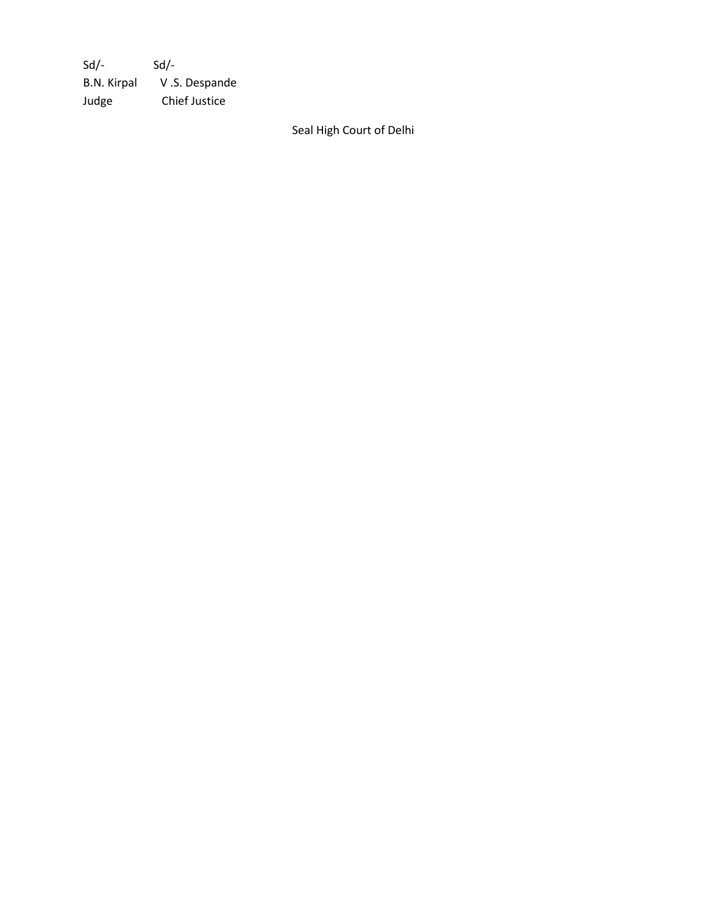| | |
|---|---|
| Sd/- | Sd/- |
| B.N. Kirpal | V .S. Despande |
| Judge | Chief Justice |

Seal High Court of Delhi